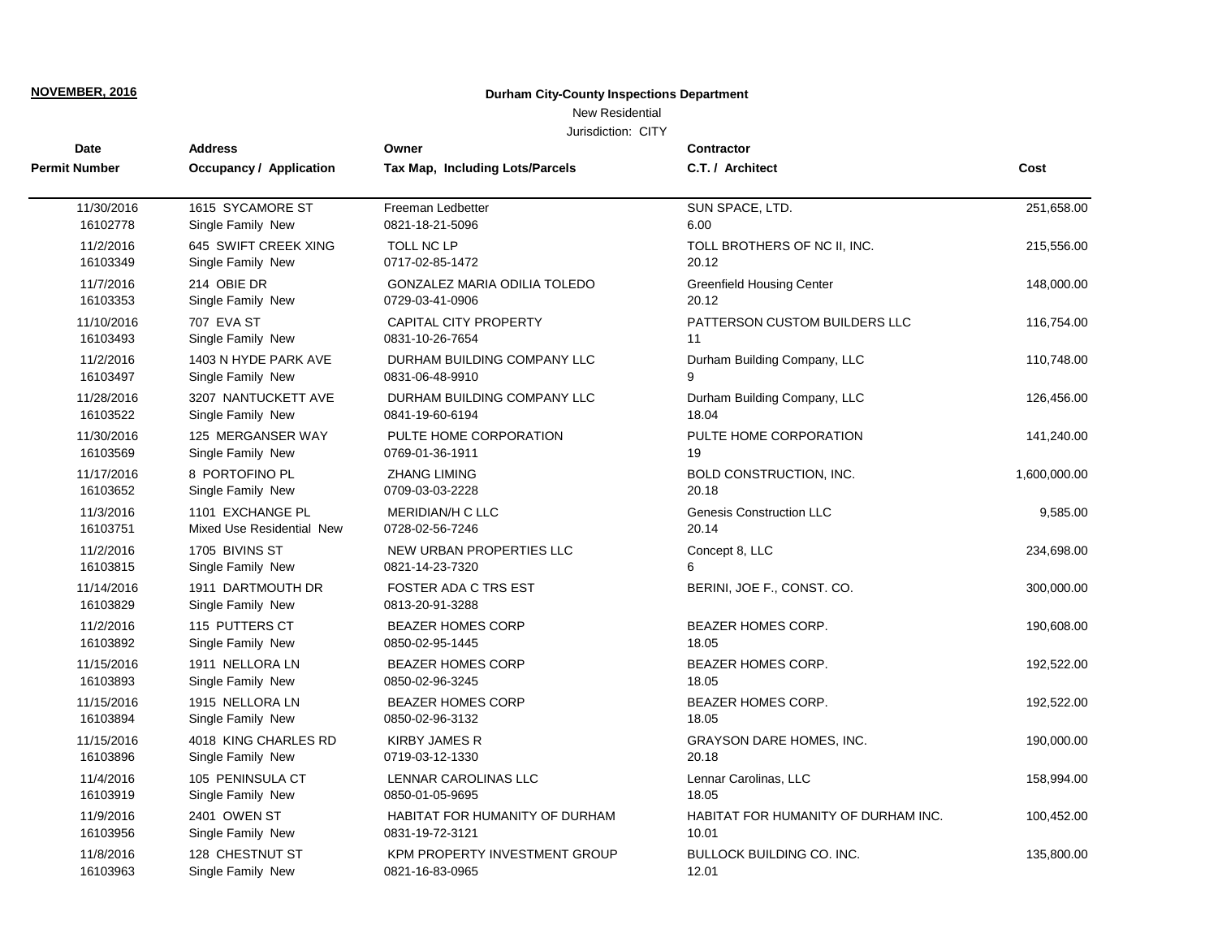**NOVEMBER, 2016**

**Durham City-County Inspections Department**

New Residential

Jurisdiction: CITY

| Date / Permit Number | Address / Occupancy / Application | Owner / Tax Map, Including Lots/Parcels | Contractor / C.T. / Architect | Cost |
|---|---|---|---|---|
| 11/30/2016<br>16102778 | 1615 SYCAMORE ST<br>Single Family New | Freeman Ledbetter<br>0821-18-21-5096 | SUN SPACE, LTD.<br>6.00 | 251,658.00 |
| 11/2/2016<br>16103349 | 645 SWIFT CREEK XING<br>Single Family New | TOLL NC LP<br>0717-02-85-1472 | TOLL BROTHERS OF NC II, INC.<br>20.12 | 215,556.00 |
| 11/7/2016<br>16103353 | 214 OBIE DR<br>Single Family New | GONZALEZ MARIA ODILIA TOLEDO<br>0729-03-41-0906 | Greenfield Housing Center<br>20.12 | 148,000.00 |
| 11/10/2016<br>16103493 | 707 EVA ST<br>Single Family New | CAPITAL CITY PROPERTY<br>0831-10-26-7654 | PATTERSON CUSTOM BUILDERS LLC<br>11 | 116,754.00 |
| 11/2/2016<br>16103497 | 1403 N HYDE PARK AVE<br>Single Family New | DURHAM BUILDING COMPANY LLC<br>0831-06-48-9910 | Durham Building Company, LLC<br>9 | 110,748.00 |
| 11/28/2016<br>16103522 | 3207 NANTUCKETT AVE<br>Single Family New | DURHAM BUILDING COMPANY LLC<br>0841-19-60-6194 | Durham Building Company, LLC<br>18.04 | 126,456.00 |
| 11/30/2016<br>16103569 | 125 MERGANSER WAY<br>Single Family New | PULTE HOME CORPORATION<br>0769-01-36-1911 | PULTE HOME CORPORATION<br>19 | 141,240.00 |
| 11/17/2016<br>16103652 | 8 PORTOFINO PL<br>Single Family New | ZHANG LIMING<br>0709-03-03-2228 | BOLD CONSTRUCTION, INC.<br>20.18 | 1,600,000.00 |
| 11/3/2016<br>16103751 | 1101 EXCHANGE PL<br>Mixed Use Residential New | MERIDIAN/H C LLC<br>0728-02-56-7246 | Genesis Construction LLC<br>20.14 | 9,585.00 |
| 11/2/2016<br>16103815 | 1705 BIVINS ST<br>Single Family New | NEW URBAN PROPERTIES LLC<br>0821-14-23-7320 | Concept 8, LLC<br>6 | 234,698.00 |
| 11/14/2016<br>16103829 | 1911 DARTMOUTH DR<br>Single Family New | FOSTER ADA C TRS EST<br>0813-20-91-3288 | BERINI, JOE F., CONST. CO. | 300,000.00 |
| 11/2/2016<br>16103892 | 115 PUTTERS CT<br>Single Family New | BEAZER HOMES CORP<br>0850-02-95-1445 | BEAZER HOMES CORP.<br>18.05 | 190,608.00 |
| 11/15/2016<br>16103893 | 1911 NELLORA LN<br>Single Family New | BEAZER HOMES CORP<br>0850-02-96-3245 | BEAZER HOMES CORP.<br>18.05 | 192,522.00 |
| 11/15/2016<br>16103894 | 1915 NELLORA LN<br>Single Family New | BEAZER HOMES CORP<br>0850-02-96-3132 | BEAZER HOMES CORP.<br>18.05 | 192,522.00 |
| 11/15/2016<br>16103896 | 4018 KING CHARLES RD<br>Single Family New | KIRBY JAMES R<br>0719-03-12-1330 | GRAYSON DARE HOMES, INC.<br>20.18 | 190,000.00 |
| 11/4/2016<br>16103919 | 105 PENINSULA CT<br>Single Family New | LENNAR CAROLINAS LLC<br>0850-01-05-9695 | Lennar Carolinas, LLC<br>18.05 | 158,994.00 |
| 11/9/2016<br>16103956 | 2401 OWEN ST<br>Single Family New | HABITAT FOR HUMANITY OF DURHAM<br>0831-19-72-3121 | HABITAT FOR HUMANITY OF DURHAM INC.<br>10.01 | 100,452.00 |
| 11/8/2016<br>16103963 | 128 CHESTNUT ST<br>Single Family New | KPM PROPERTY INVESTMENT GROUP<br>0821-16-83-0965 | BULLOCK BUILDING CO. INC.<br>12.01 | 135,800.00 |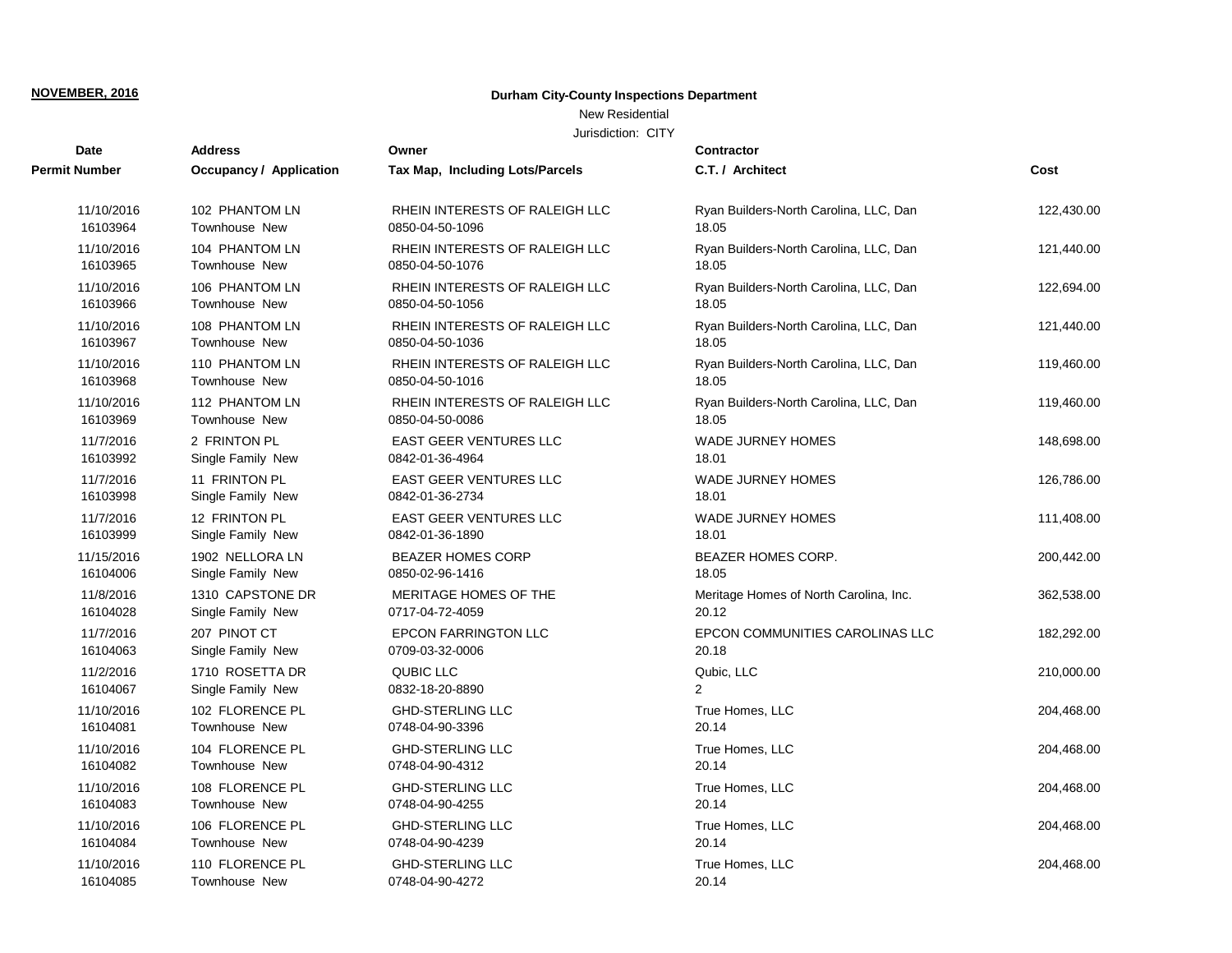**NOVEMBER, 2016**

**Durham City-County Inspections Department**

New Residential

Jurisdiction: CITY

| Date<br>Permit Number | Address<br>Occupancy / Application | Owner<br>Tax Map, Including Lots/Parcels | Contractor<br>C.T. / Architect | Cost |
|---|---|---|---|---|
| 11/10/2016<br>16103964 | 102 PHANTOM LN<br>Townhouse New | RHEIN INTERESTS OF RALEIGH LLC<br>0850-04-50-1096 | Ryan Builders-North Carolina, LLC, Dan<br>18.05 | 122,430.00 |
| 11/10/2016<br>16103965 | 104 PHANTOM LN<br>Townhouse New | RHEIN INTERESTS OF RALEIGH LLC<br>0850-04-50-1076 | Ryan Builders-North Carolina, LLC, Dan<br>18.05 | 121,440.00 |
| 11/10/2016<br>16103966 | 106 PHANTOM LN<br>Townhouse New | RHEIN INTERESTS OF RALEIGH LLC<br>0850-04-50-1056 | Ryan Builders-North Carolina, LLC, Dan<br>18.05 | 122,694.00 |
| 11/10/2016<br>16103967 | 108 PHANTOM LN<br>Townhouse New | RHEIN INTERESTS OF RALEIGH LLC<br>0850-04-50-1036 | Ryan Builders-North Carolina, LLC, Dan<br>18.05 | 121,440.00 |
| 11/10/2016<br>16103968 | 110 PHANTOM LN<br>Townhouse New | RHEIN INTERESTS OF RALEIGH LLC<br>0850-04-50-1016 | Ryan Builders-North Carolina, LLC, Dan<br>18.05 | 119,460.00 |
| 11/10/2016<br>16103969 | 112 PHANTOM LN<br>Townhouse New | RHEIN INTERESTS OF RALEIGH LLC<br>0850-04-50-0086 | Ryan Builders-North Carolina, LLC, Dan<br>18.05 | 119,460.00 |
| 11/7/2016<br>16103992 | 2 FRINTON PL<br>Single Family New | EAST GEER VENTURES LLC<br>0842-01-36-4964 | WADE JURNEY HOMES<br>18.01 | 148,698.00 |
| 11/7/2016<br>16103998 | 11 FRINTON PL<br>Single Family New | EAST GEER VENTURES LLC<br>0842-01-36-2734 | WADE JURNEY HOMES<br>18.01 | 126,786.00 |
| 11/7/2016<br>16103999 | 12 FRINTON PL<br>Single Family New | EAST GEER VENTURES LLC<br>0842-01-36-1890 | WADE JURNEY HOMES<br>18.01 | 111,408.00 |
| 11/15/2016<br>16104006 | 1902 NELLORA LN<br>Single Family New | BEAZER HOMES CORP<br>0850-02-96-1416 | BEAZER HOMES CORP.<br>18.05 | 200,442.00 |
| 11/8/2016<br>16104028 | 1310 CAPSTONE DR<br>Single Family New | MERITAGE HOMES OF THE<br>0717-04-72-4059 | Meritage Homes of North Carolina, Inc.<br>20.12 | 362,538.00 |
| 11/7/2016<br>16104063 | 207 PINOT CT<br>Single Family New | EPCON FARRINGTON LLC<br>0709-03-32-0006 | EPCON COMMUNITIES CAROLINAS LLC<br>20.18 | 182,292.00 |
| 11/2/2016<br>16104067 | 1710 ROSETTA DR<br>Single Family New | QUBIC LLC<br>0832-18-20-8890 | Qubic, LLC<br>2 | 210,000.00 |
| 11/10/2016<br>16104081 | 102 FLORENCE PL<br>Townhouse New | GHD-STERLING LLC<br>0748-04-90-3396 | True Homes, LLC<br>20.14 | 204,468.00 |
| 11/10/2016<br>16104082 | 104 FLORENCE PL<br>Townhouse New | GHD-STERLING LLC<br>0748-04-90-4312 | True Homes, LLC<br>20.14 | 204,468.00 |
| 11/10/2016<br>16104083 | 108 FLORENCE PL<br>Townhouse New | GHD-STERLING LLC<br>0748-04-90-4255 | True Homes, LLC<br>20.14 | 204,468.00 |
| 11/10/2016<br>16104084 | 106 FLORENCE PL<br>Townhouse New | GHD-STERLING LLC<br>0748-04-90-4239 | True Homes, LLC<br>20.14 | 204,468.00 |
| 11/10/2016<br>16104085 | 110 FLORENCE PL<br>Townhouse New | GHD-STERLING LLC<br>0748-04-90-4272 | True Homes, LLC<br>20.14 | 204,468.00 |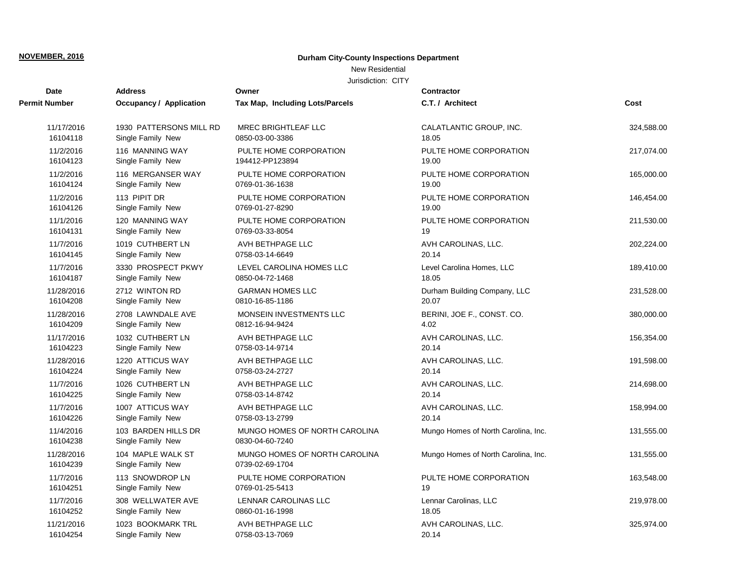**NOVEMBER, 2016**

**Durham City-County Inspections Department**

New Residential

Jurisdiction: CITY

| Date / Permit Number | Address / Occupancy / Application | Owner / Tax Map, Including Lots/Parcels | Contractor / C.T. / Architect | Cost |
|---|---|---|---|---|
| 11/17/2016<br>16104118 | 1930 PATTERSONS MILL RD<br>Single Family New | MREC BRIGHTLEAF LLC<br>0850-03-00-3386 | CALATLANTIC GROUP, INC.<br>18.05 | 324,588.00 |
| 11/2/2016<br>16104123 | 116 MANNING WAY<br>Single Family New | PULTE HOME CORPORATION<br>194412-PP123894 | PULTE HOME CORPORATION<br>19.00 | 217,074.00 |
| 11/2/2016<br>16104124 | 116 MERGANSER WAY<br>Single Family New | PULTE HOME CORPORATION<br>0769-01-36-1638 | PULTE HOME CORPORATION<br>19.00 | 165,000.00 |
| 11/2/2016<br>16104126 | 113 PIPIT DR<br>Single Family New | PULTE HOME CORPORATION<br>0769-01-27-8290 | PULTE HOME CORPORATION<br>19.00 | 146,454.00 |
| 11/1/2016<br>16104131 | 120 MANNING WAY<br>Single Family New | PULTE HOME CORPORATION<br>0769-03-33-8054 | PULTE HOME CORPORATION<br>19 | 211,530.00 |
| 11/7/2016<br>16104145 | 1019 CUTHBERT LN<br>Single Family New | AVH BETHPAGE LLC<br>0758-03-14-6649 | AVH CAROLINAS, LLC.<br>20.14 | 202,224.00 |
| 11/7/2016<br>16104187 | 3330 PROSPECT PKWY<br>Single Family New | LEVEL CAROLINA HOMES LLC<br>0850-04-72-1468 | Level Carolina Homes, LLC<br>18.05 | 189,410.00 |
| 11/28/2016<br>16104208 | 2712 WINTON RD<br>Single Family New | GARMAN HOMES LLC<br>0810-16-85-1186 | Durham Building Company, LLC<br>20.07 | 231,528.00 |
| 11/28/2016<br>16104209 | 2708 LAWNDALE AVE<br>Single Family New | MONSEIN INVESTMENTS LLC<br>0812-16-94-9424 | BERINI, JOE F., CONST. CO.<br>4.02 | 380,000.00 |
| 11/17/2016<br>16104223 | 1032 CUTHBERT LN<br>Single Family New | AVH BETHPAGE LLC<br>0758-03-14-9714 | AVH CAROLINAS, LLC.<br>20.14 | 156,354.00 |
| 11/28/2016<br>16104224 | 1220 ATTICUS WAY<br>Single Family New | AVH BETHPAGE LLC<br>0758-03-24-2727 | AVH CAROLINAS, LLC.<br>20.14 | 191,598.00 |
| 11/7/2016<br>16104225 | 1026 CUTHBERT LN<br>Single Family New | AVH BETHPAGE LLC<br>0758-03-14-8742 | AVH CAROLINAS, LLC.<br>20.14 | 214,698.00 |
| 11/7/2016<br>16104226 | 1007 ATTICUS WAY<br>Single Family New | AVH BETHPAGE LLC<br>0758-03-13-2799 | AVH CAROLINAS, LLC.<br>20.14 | 158,994.00 |
| 11/4/2016<br>16104238 | 103 BARDEN HILLS DR<br>Single Family New | MUNGO HOMES OF NORTH CAROLINA<br>0830-04-60-7240 | Mungo Homes of North Carolina, Inc. | 131,555.00 |
| 11/28/2016<br>16104239 | 104 MAPLE WALK ST<br>Single Family New | MUNGO HOMES OF NORTH CAROLINA<br>0739-02-69-1704 | Mungo Homes of North Carolina, Inc. | 131,555.00 |
| 11/7/2016<br>16104251 | 113 SNOWDROP LN<br>Single Family New | PULTE HOME CORPORATION<br>0769-01-25-5413 | PULTE HOME CORPORATION<br>19 | 163,548.00 |
| 11/7/2016<br>16104252 | 308 WELLWATER AVE<br>Single Family New | LENNAR CAROLINAS LLC<br>0860-01-16-1998 | Lennar Carolinas, LLC<br>18.05 | 219,978.00 |
| 11/21/2016<br>16104254 | 1023 BOOKMARK TRL<br>Single Family New | AVH BETHPAGE LLC<br>0758-03-13-7069 | AVH CAROLINAS, LLC.<br>20.14 | 325,974.00 |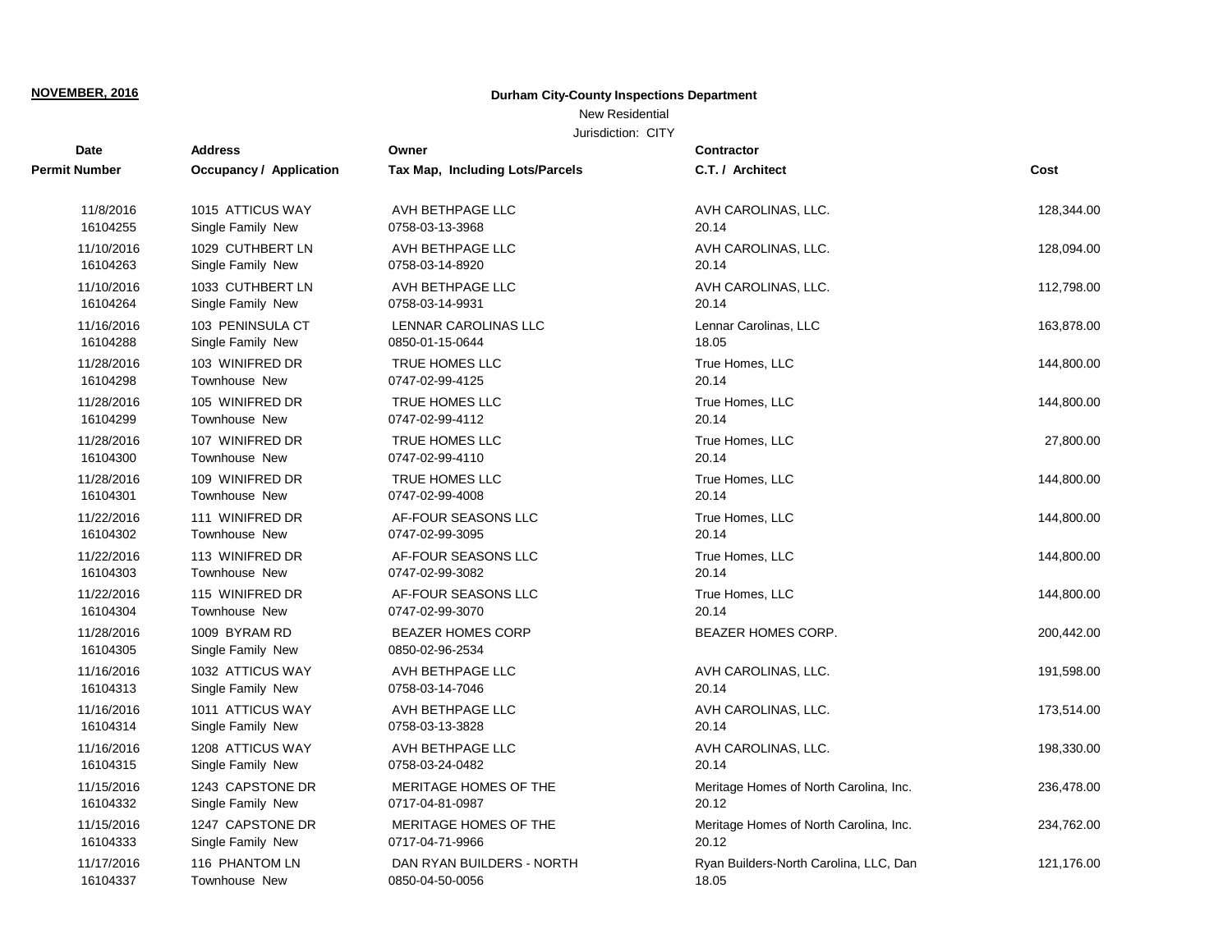**NOVEMBER, 2016**

**Durham City-County Inspections Department**

New Residential

Jurisdiction: CITY

| Date<br>Permit Number | Address<br>Occupancy / Application | Owner<br>Tax Map, Including Lots/Parcels | Contractor<br>C.T. / Architect | Cost |
|---|---|---|---|---|
| 11/8/2016<br>16104255 | 1015 ATTICUS WAY<br>Single Family New | AVH BETHPAGE LLC<br>0758-03-13-3968 | AVH CAROLINAS, LLC.<br>20.14 | 128,344.00 |
| 11/10/2016<br>16104263 | 1029 CUTHBERT LN<br>Single Family New | AVH BETHPAGE LLC<br>0758-03-14-8920 | AVH CAROLINAS, LLC.<br>20.14 | 128,094.00 |
| 11/10/2016<br>16104264 | 1033 CUTHBERT LN<br>Single Family New | AVH BETHPAGE LLC<br>0758-03-14-9931 | AVH CAROLINAS, LLC.<br>20.14 | 112,798.00 |
| 11/16/2016<br>16104288 | 103 PENINSULA CT<br>Single Family New | LENNAR CAROLINAS LLC<br>0850-01-15-0644 | Lennar Carolinas, LLC<br>18.05 | 163,878.00 |
| 11/28/2016<br>16104298 | 103 WINIFRED DR<br>Townhouse New | TRUE HOMES LLC<br>0747-02-99-4125 | True Homes, LLC<br>20.14 | 144,800.00 |
| 11/28/2016<br>16104299 | 105 WINIFRED DR<br>Townhouse New | TRUE HOMES LLC<br>0747-02-99-4112 | True Homes, LLC<br>20.14 | 144,800.00 |
| 11/28/2016<br>16104300 | 107 WINIFRED DR<br>Townhouse New | TRUE HOMES LLC<br>0747-02-99-4110 | True Homes, LLC<br>20.14 | 27,800.00 |
| 11/28/2016<br>16104301 | 109 WINIFRED DR<br>Townhouse New | TRUE HOMES LLC<br>0747-02-99-4008 | True Homes, LLC<br>20.14 | 144,800.00 |
| 11/22/2016<br>16104302 | 111 WINIFRED DR<br>Townhouse New | AF-FOUR SEASONS LLC<br>0747-02-99-3095 | True Homes, LLC<br>20.14 | 144,800.00 |
| 11/22/2016<br>16104303 | 113 WINIFRED DR<br>Townhouse New | AF-FOUR SEASONS LLC<br>0747-02-99-3082 | True Homes, LLC<br>20.14 | 144,800.00 |
| 11/22/2016<br>16104304 | 115 WINIFRED DR<br>Townhouse New | AF-FOUR SEASONS LLC<br>0747-02-99-3070 | True Homes, LLC<br>20.14 | 144,800.00 |
| 11/28/2016<br>16104305 | 1009 BYRAM RD<br>Single Family New | BEAZER HOMES CORP<br>0850-02-96-2534 | BEAZER HOMES CORP. | 200,442.00 |
| 11/16/2016<br>16104313 | 1032 ATTICUS WAY<br>Single Family New | AVH BETHPAGE LLC<br>0758-03-14-7046 | AVH CAROLINAS, LLC.<br>20.14 | 191,598.00 |
| 11/16/2016<br>16104314 | 1011 ATTICUS WAY<br>Single Family New | AVH BETHPAGE LLC<br>0758-03-13-3828 | AVH CAROLINAS, LLC.<br>20.14 | 173,514.00 |
| 11/16/2016<br>16104315 | 1208 ATTICUS WAY<br>Single Family New | AVH BETHPAGE LLC<br>0758-03-24-0482 | AVH CAROLINAS, LLC.<br>20.14 | 198,330.00 |
| 11/15/2016<br>16104332 | 1243 CAPSTONE DR<br>Single Family New | MERITAGE HOMES OF THE<br>0717-04-81-0987 | Meritage Homes of North Carolina, Inc.<br>20.12 | 236,478.00 |
| 11/15/2016<br>16104333 | 1247 CAPSTONE DR<br>Single Family New | MERITAGE HOMES OF THE<br>0717-04-71-9966 | Meritage Homes of North Carolina, Inc.<br>20.12 | 234,762.00 |
| 11/17/2016<br>16104337 | 116 PHANTOM LN<br>Townhouse New | DAN RYAN BUILDERS - NORTH<br>0850-04-50-0056 | Ryan Builders-North Carolina, LLC, Dan<br>18.05 | 121,176.00 |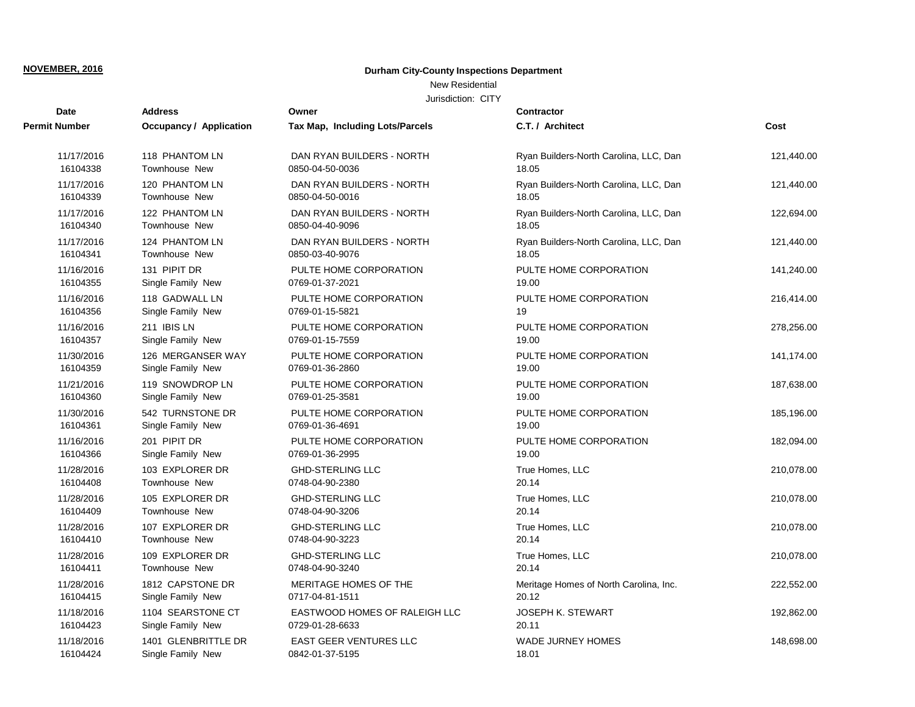**NOVEMBER, 2016**

**Durham City-County Inspections Department**

New Residential

Jurisdiction: CITY

| Date / Permit Number | Address / Occupancy / Application | Owner / Tax Map, Including Lots/Parcels | Contractor / C.T. / Architect | Cost |
|---|---|---|---|---|
| 11/17/2016<br>16104338 | 118 PHANTOM LN<br>Townhouse New | DAN RYAN BUILDERS - NORTH<br>0850-04-50-0036 | Ryan Builders-North Carolina, LLC, Dan<br>18.05 | 121,440.00 |
| 11/17/2016<br>16104339 | 120 PHANTOM LN<br>Townhouse New | DAN RYAN BUILDERS - NORTH<br>0850-04-50-0016 | Ryan Builders-North Carolina, LLC, Dan<br>18.05 | 121,440.00 |
| 11/17/2016<br>16104340 | 122 PHANTOM LN<br>Townhouse New | DAN RYAN BUILDERS - NORTH<br>0850-04-40-9096 | Ryan Builders-North Carolina, LLC, Dan<br>18.05 | 122,694.00 |
| 11/17/2016<br>16104341 | 124 PHANTOM LN<br>Townhouse New | DAN RYAN BUILDERS - NORTH<br>0850-03-40-9076 | Ryan Builders-North Carolina, LLC, Dan<br>18.05 | 121,440.00 |
| 11/16/2016<br>16104355 | 131 PIPIT DR<br>Single Family New | PULTE HOME CORPORATION<br>0769-01-37-2021 | PULTE HOME CORPORATION<br>19.00 | 141,240.00 |
| 11/16/2016<br>16104356 | 118 GADWALL LN<br>Single Family New | PULTE HOME CORPORATION<br>0769-01-15-5821 | PULTE HOME CORPORATION<br>19 | 216,414.00 |
| 11/16/2016<br>16104357 | 211 IBIS LN<br>Single Family New | PULTE HOME CORPORATION<br>0769-01-15-7559 | PULTE HOME CORPORATION<br>19.00 | 278,256.00 |
| 11/30/2016<br>16104359 | 126 MERGANSER WAY<br>Single Family New | PULTE HOME CORPORATION<br>0769-01-36-2860 | PULTE HOME CORPORATION<br>19.00 | 141,174.00 |
| 11/21/2016<br>16104360 | 119 SNOWDROP LN<br>Single Family New | PULTE HOME CORPORATION<br>0769-01-25-3581 | PULTE HOME CORPORATION<br>19.00 | 187,638.00 |
| 11/30/2016<br>16104361 | 542 TURNSTONE DR<br>Single Family New | PULTE HOME CORPORATION<br>0769-01-36-4691 | PULTE HOME CORPORATION<br>19.00 | 185,196.00 |
| 11/16/2016<br>16104366 | 201 PIPIT DR<br>Single Family New | PULTE HOME CORPORATION<br>0769-01-36-2995 | PULTE HOME CORPORATION<br>19.00 | 182,094.00 |
| 11/28/2016<br>16104408 | 103 EXPLORER DR<br>Townhouse New | GHD-STERLING LLC<br>0748-04-90-2380 | True Homes, LLC<br>20.14 | 210,078.00 |
| 11/28/2016<br>16104409 | 105 EXPLORER DR<br>Townhouse New | GHD-STERLING LLC<br>0748-04-90-3206 | True Homes, LLC<br>20.14 | 210,078.00 |
| 11/28/2016<br>16104410 | 107 EXPLORER DR<br>Townhouse New | GHD-STERLING LLC<br>0748-04-90-3223 | True Homes, LLC<br>20.14 | 210,078.00 |
| 11/28/2016<br>16104411 | 109 EXPLORER DR<br>Townhouse New | GHD-STERLING LLC<br>0748-04-90-3240 | True Homes, LLC<br>20.14 | 210,078.00 |
| 11/28/2016<br>16104415 | 1812 CAPSTONE DR<br>Single Family New | MERITAGE HOMES OF THE<br>0717-04-81-1511 | Meritage Homes of North Carolina, Inc.<br>20.12 | 222,552.00 |
| 11/18/2016<br>16104423 | 1104 SEARSTONE CT<br>Single Family New | EASTWOOD HOMES OF RALEIGH LLC<br>0729-01-28-6633 | JOSEPH K. STEWART<br>20.11 | 192,862.00 |
| 11/18/2016<br>16104424 | 1401 GLENBRITTLE DR<br>Single Family New | EAST GEER VENTURES LLC<br>0842-01-37-5195 | WADE JURNEY HOMES<br>18.01 | 148,698.00 |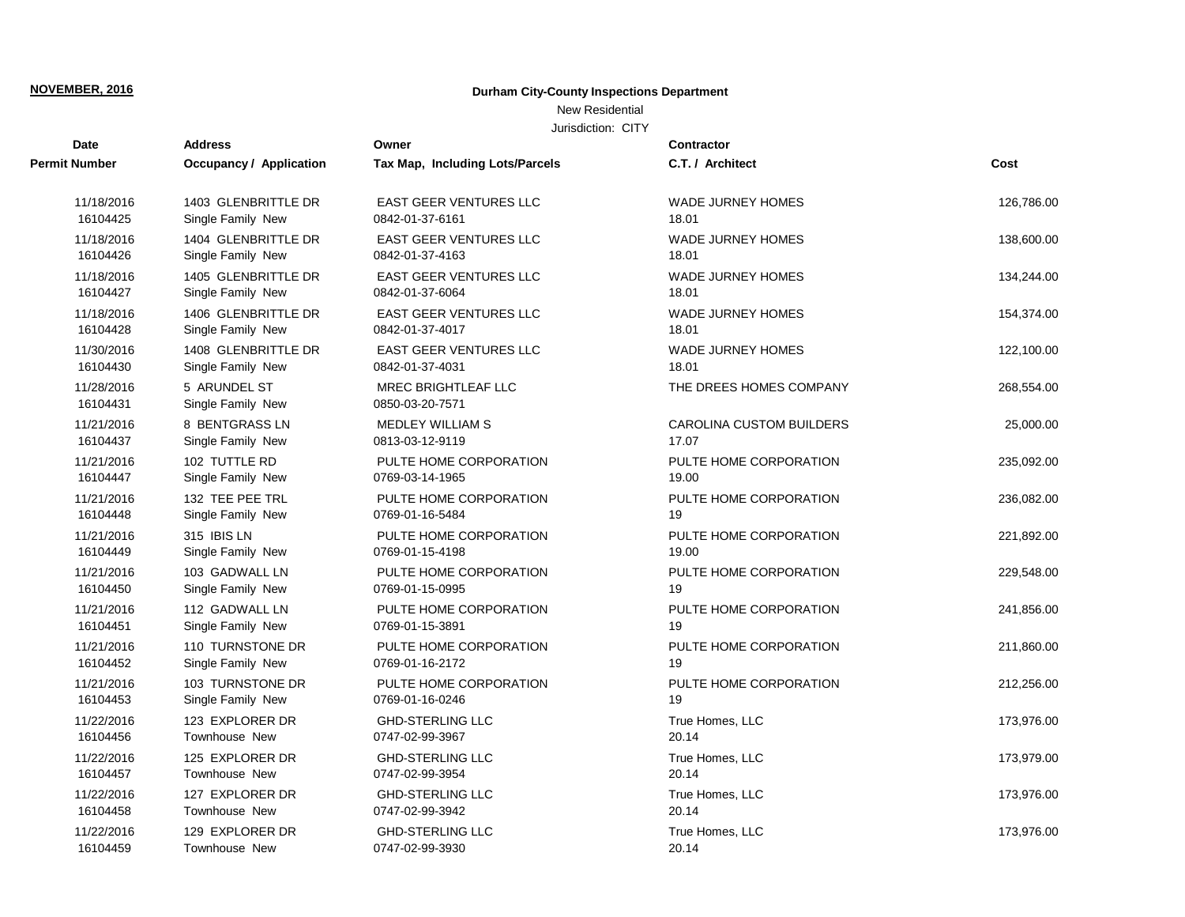**NOVEMBER, 2016**

**Durham City-County Inspections Department**

New Residential

Jurisdiction: CITY

| Date<br>Permit Number | Address<br>Occupancy / Application | Owner<br>Tax Map, Including Lots/Parcels | Contractor<br>C.T. / Architect | Cost |
|---|---|---|---|---|
| 11/18/2016<br>16104425 | 1403 GLENBRITTLE DR<br>Single Family New | EAST GEER VENTURES LLC<br>0842-01-37-6161 | WADE JURNEY HOMES<br>18.01 | 126,786.00 |
| 11/18/2016<br>16104426 | 1404 GLENBRITTLE DR<br>Single Family New | EAST GEER VENTURES LLC<br>0842-01-37-4163 | WADE JURNEY HOMES<br>18.01 | 138,600.00 |
| 11/18/2016<br>16104427 | 1405 GLENBRITTLE DR<br>Single Family New | EAST GEER VENTURES LLC<br>0842-01-37-6064 | WADE JURNEY HOMES<br>18.01 | 134,244.00 |
| 11/18/2016<br>16104428 | 1406 GLENBRITTLE DR<br>Single Family New | EAST GEER VENTURES LLC<br>0842-01-37-4017 | WADE JURNEY HOMES<br>18.01 | 154,374.00 |
| 11/30/2016<br>16104430 | 1408 GLENBRITTLE DR<br>Single Family New | EAST GEER VENTURES LLC<br>0842-01-37-4031 | WADE JURNEY HOMES<br>18.01 | 122,100.00 |
| 11/28/2016<br>16104431 | 5 ARUNDEL ST<br>Single Family New | MREC BRIGHTLEAF LLC<br>0850-03-20-7571 | THE DREES HOMES COMPANY | 268,554.00 |
| 11/21/2016<br>16104437 | 8 BENTGRASS LN<br>Single Family New | MEDLEY WILLIAM S<br>0813-03-12-9119 | CAROLINA CUSTOM BUILDERS<br>17.07 | 25,000.00 |
| 11/21/2016<br>16104447 | 102 TUTTLE RD<br>Single Family New | PULTE HOME CORPORATION<br>0769-03-14-1965 | PULTE HOME CORPORATION<br>19.00 | 235,092.00 |
| 11/21/2016<br>16104448 | 132 TEE PEE TRL<br>Single Family New | PULTE HOME CORPORATION<br>0769-01-16-5484 | PULTE HOME CORPORATION<br>19 | 236,082.00 |
| 11/21/2016<br>16104449 | 315 IBIS LN<br>Single Family New | PULTE HOME CORPORATION<br>0769-01-15-4198 | PULTE HOME CORPORATION<br>19.00 | 221,892.00 |
| 11/21/2016<br>16104450 | 103 GADWALL LN<br>Single Family New | PULTE HOME CORPORATION<br>0769-01-15-0995 | PULTE HOME CORPORATION<br>19 | 229,548.00 |
| 11/21/2016<br>16104451 | 112 GADWALL LN<br>Single Family New | PULTE HOME CORPORATION<br>0769-01-15-3891 | PULTE HOME CORPORATION<br>19 | 241,856.00 |
| 11/21/2016<br>16104452 | 110 TURNSTONE DR<br>Single Family New | PULTE HOME CORPORATION<br>0769-01-16-2172 | PULTE HOME CORPORATION<br>19 | 211,860.00 |
| 11/21/2016<br>16104453 | 103 TURNSTONE DR<br>Single Family New | PULTE HOME CORPORATION<br>0769-01-16-0246 | PULTE HOME CORPORATION<br>19 | 212,256.00 |
| 11/22/2016<br>16104456 | 123 EXPLORER DR<br>Townhouse New | GHD-STERLING LLC<br>0747-02-99-3967 | True Homes, LLC<br>20.14 | 173,976.00 |
| 11/22/2016<br>16104457 | 125 EXPLORER DR<br>Townhouse New | GHD-STERLING LLC<br>0747-02-99-3954 | True Homes, LLC<br>20.14 | 173,979.00 |
| 11/22/2016<br>16104458 | 127 EXPLORER DR<br>Townhouse New | GHD-STERLING LLC<br>0747-02-99-3942 | True Homes, LLC<br>20.14 | 173,976.00 |
| 11/22/2016<br>16104459 | 129 EXPLORER DR<br>Townhouse New | GHD-STERLING LLC<br>0747-02-99-3930 | True Homes, LLC<br>20.14 | 173,976.00 |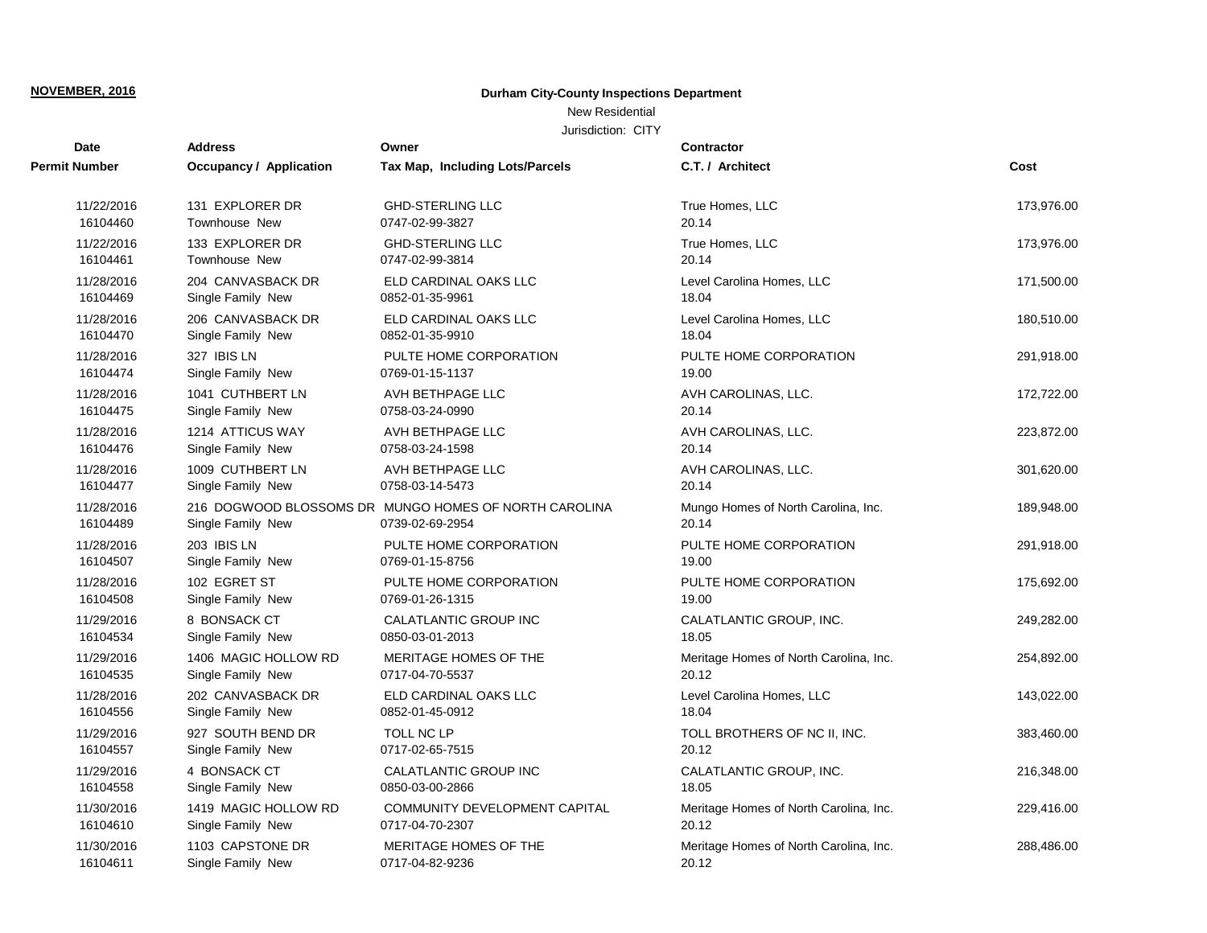**NOVEMBER, 2016**

**Durham City-County Inspections Department**

New Residential

Jurisdiction: CITY

| Date / Permit Number | Address / Occupancy / Application | Owner / Tax Map, Including Lots/Parcels | Contractor / C.T. / Architect | Cost |
|---|---|---|---|---|
| 11/22/2016<br>16104460 | 131 EXPLORER DR<br>Townhouse New | GHD-STERLING LLC<br>0747-02-99-3827 | True Homes, LLC<br>20.14 | 173,976.00 |
| 11/22/2016<br>16104461 | 133 EXPLORER DR<br>Townhouse New | GHD-STERLING LLC<br>0747-02-99-3814 | True Homes, LLC<br>20.14 | 173,976.00 |
| 11/28/2016<br>16104469 | 204 CANVASBACK DR<br>Single Family New | ELD CARDINAL OAKS LLC<br>0852-01-35-9961 | Level Carolina Homes, LLC<br>18.04 | 171,500.00 |
| 11/28/2016<br>16104470 | 206 CANVASBACK DR<br>Single Family New | ELD CARDINAL OAKS LLC<br>0852-01-35-9910 | Level Carolina Homes, LLC<br>18.04 | 180,510.00 |
| 11/28/2016<br>16104474 | 327 IBIS LN<br>Single Family New | PULTE HOME CORPORATION<br>0769-01-15-1137 | PULTE HOME CORPORATION<br>19.00 | 291,918.00 |
| 11/28/2016<br>16104475 | 1041 CUTHBERT LN<br>Single Family New | AVH BETHPAGE LLC<br>0758-03-24-0990 | AVH CAROLINAS, LLC.<br>20.14 | 172,722.00 |
| 11/28/2016<br>16104476 | 1214 ATTICUS WAY<br>Single Family New | AVH BETHPAGE LLC<br>0758-03-24-1598 | AVH CAROLINAS, LLC.<br>20.14 | 223,872.00 |
| 11/28/2016<br>16104477 | 1009 CUTHBERT LN<br>Single Family New | AVH BETHPAGE LLC<br>0758-03-14-5473 | AVH CAROLINAS, LLC.<br>20.14 | 301,620.00 |
| 11/28/2016<br>16104489 | 216 DOGWOOD BLOSSOMS DR<br>Single Family New | MUNGO HOMES OF NORTH CAROLINA<br>0739-02-69-2954 | Mungo Homes of North Carolina, Inc.<br>20.14 | 189,948.00 |
| 11/28/2016<br>16104507 | 203 IBIS LN<br>Single Family New | PULTE HOME CORPORATION<br>0769-01-15-8756 | PULTE HOME CORPORATION<br>19.00 | 291,918.00 |
| 11/28/2016<br>16104508 | 102 EGRET ST<br>Single Family New | PULTE HOME CORPORATION<br>0769-01-26-1315 | PULTE HOME CORPORATION<br>19.00 | 175,692.00 |
| 11/29/2016<br>16104534 | 8 BONSACK CT<br>Single Family New | CALATLANTIC GROUP INC<br>0850-03-01-2013 | CALATLANTIC GROUP, INC.<br>18.05 | 249,282.00 |
| 11/29/2016<br>16104535 | 1406 MAGIC HOLLOW RD<br>Single Family New | MERITAGE HOMES OF THE<br>0717-04-70-5537 | Meritage Homes of North Carolina, Inc.<br>20.12 | 254,892.00 |
| 11/28/2016<br>16104556 | 202 CANVASBACK DR<br>Single Family New | ELD CARDINAL OAKS LLC<br>0852-01-45-0912 | Level Carolina Homes, LLC<br>18.04 | 143,022.00 |
| 11/29/2016<br>16104557 | 927 SOUTH BEND DR<br>Single Family New | TOLL NC LP<br>0717-02-65-7515 | TOLL BROTHERS OF NC II, INC.<br>20.12 | 383,460.00 |
| 11/29/2016<br>16104558 | 4 BONSACK CT<br>Single Family New | CALATLANTIC GROUP INC<br>0850-03-00-2866 | CALATLANTIC GROUP, INC.<br>18.05 | 216,348.00 |
| 11/30/2016<br>16104610 | 1419 MAGIC HOLLOW RD<br>Single Family New | COMMUNITY DEVELOPMENT CAPITAL<br>0717-04-70-2307 | Meritage Homes of North Carolina, Inc.<br>20.12 | 229,416.00 |
| 11/30/2016<br>16104611 | 1103 CAPSTONE DR<br>Single Family New | MERITAGE HOMES OF THE<br>0717-04-82-9236 | Meritage Homes of North Carolina, Inc.<br>20.12 | 288,486.00 |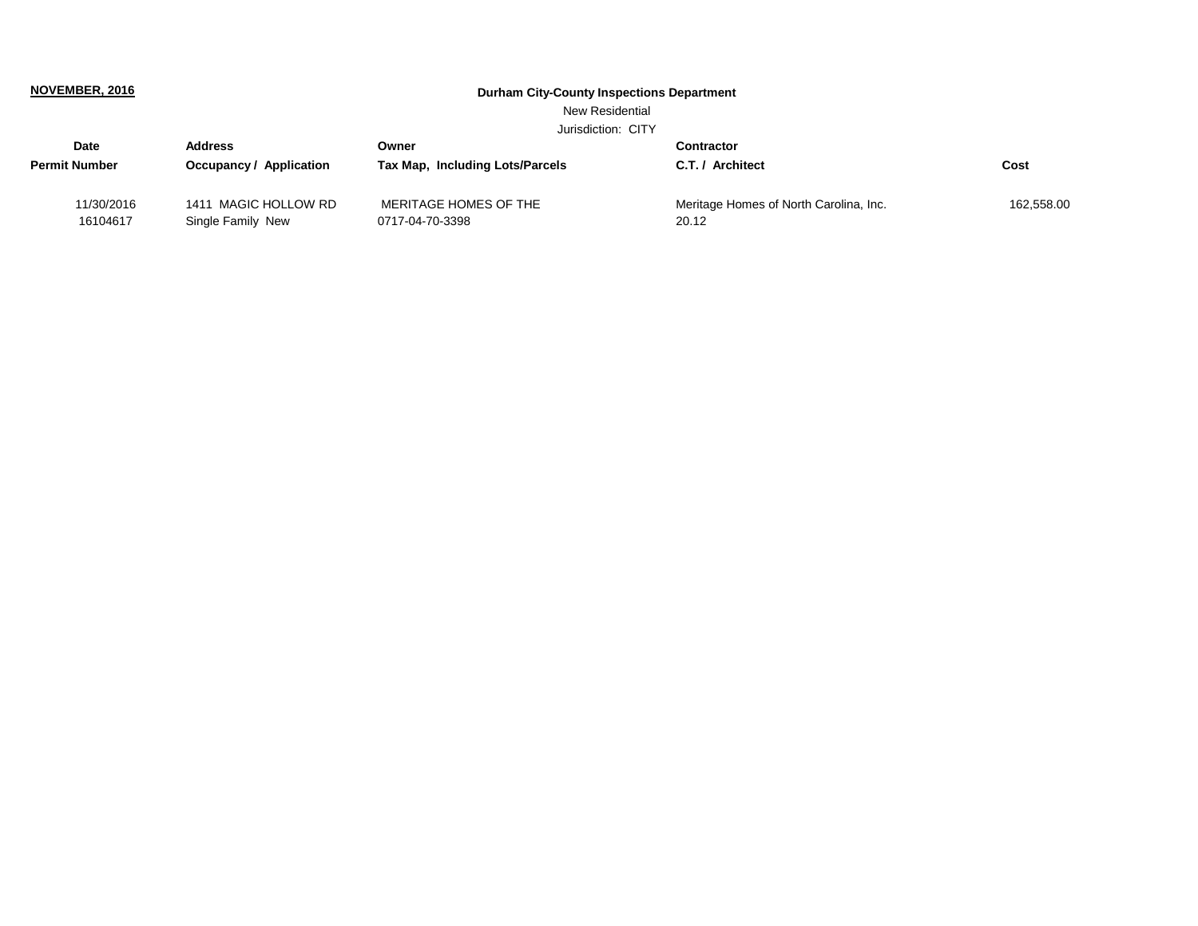**NOVEMBER, 2016**

**Durham City-County Inspections Department**

New Residential

Jurisdiction: CITY

| Date<br>Permit Number | Address<br>Occupancy / Application | Owner<br>Tax Map, Including Lots/Parcels | Contractor<br>C.T. / Architect | Cost |
|---|---|---|---|---|
| 11/30/2016<br>16104617 | 1411 MAGIC HOLLOW RD<br>Single Family New | MERITAGE HOMES OF THE<br>0717-04-70-3398 | Meritage Homes of North Carolina, Inc.<br>20.12 | 162,558.00 |